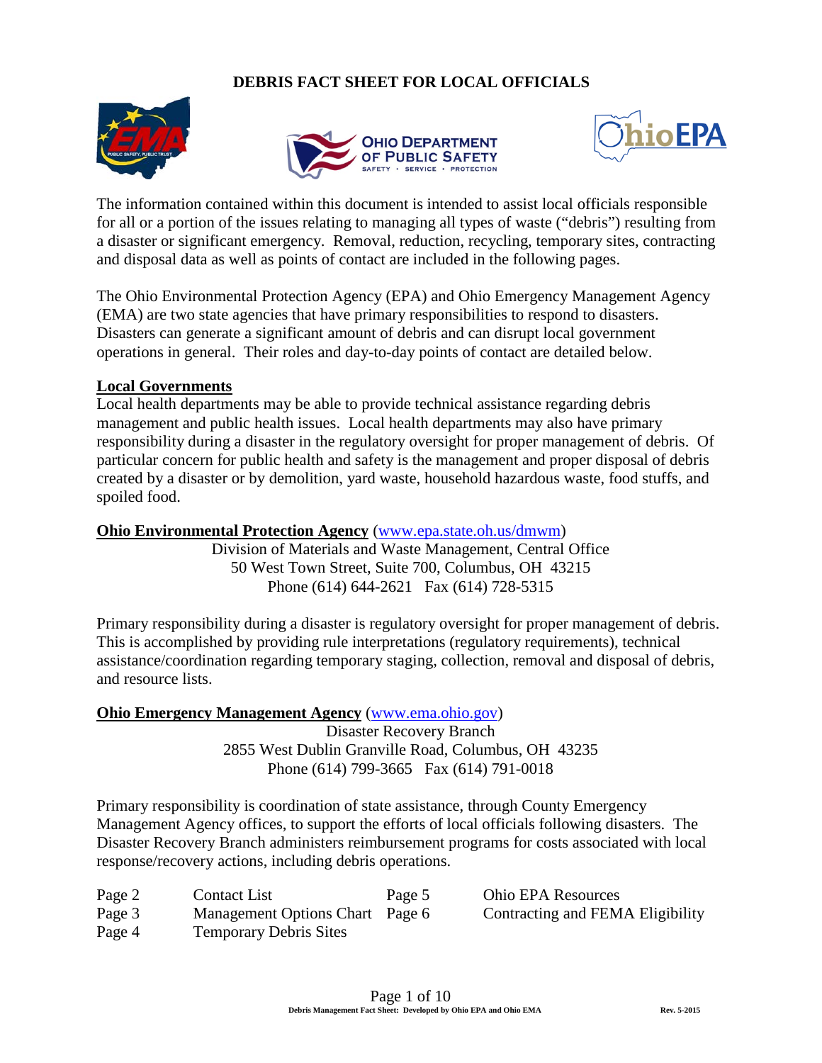# DEBRIS FACT SHEET FOR LOCAL OFFICIALS

The information contained within this document is intended to assist local officials responsible for all or a portion of the issues relating to managing all types of waste ("debris") resulting from a disaster or significant emergency. Removal, reduction, recycling, temporary sites, contracting and disposal data as well as points of contact are included in the following pages.

The Ohio Environmental Protection Agency (EPA) and Ohio Emergency Management Agency (EMA) are two state agencies that have primary responsibilities to respond to disasters. Disasters can generate a significant amount of debris and can disrupt local government operations in general. Their roles and day-to-day points of contact are detailed below.

## Local Governments

Local health departments may be able to provide technical assistance regarding debris management and public health issues. Local health departments may also have primary responsibility during a disaster in the regulatory oversight for proper management of debris. Of particular concern for public health and safety is the management and proper disposal of debris created by a disaster or by demolition, yard waste, household hazardous waste, food stuffs, and spoiled food.

## Ohio Environmental Protection Agency (www.epa.state.oh.us/dmwm)

Division of Materials and Waste Management, Central Office
50 West Town Street, Suite 700, Columbus, OH 43215
Phone (614) 644-2621 Fax (614) 728-5315

Primary responsibility during a disaster is regulatory oversight for proper management of debris. This is accomplished by providing rule interpretations (regulatory requirements), technical assistance/coordination regarding temporary staging, collection, removal and disposal of debris, and resource lists.

## Ohio Emergency Management Agency (www.ema.ohio.gov)

Disaster Recovery Branch
2855 West Dublin Granville Road, Columbus, OH 43235
Phone (614) 799-3665 Fax (614) 791-0018

Primary responsibility is coordination of state assistance, through County Emergency Management Agency offices, to support the efforts of local officials following disasters. The Disaster Recovery Branch administers reimbursement programs for costs associated with local response/recovery actions, including debris operations.

| | | | |
|---|---|---|---|
| Page 2 | Contact List | Page 5 | Ohio EPA Resources |
| Page 3 | Management Options Chart | Page 6 | Contracting and FEMA Eligibility |
| Page 4 | Temporary Debris Sites | | |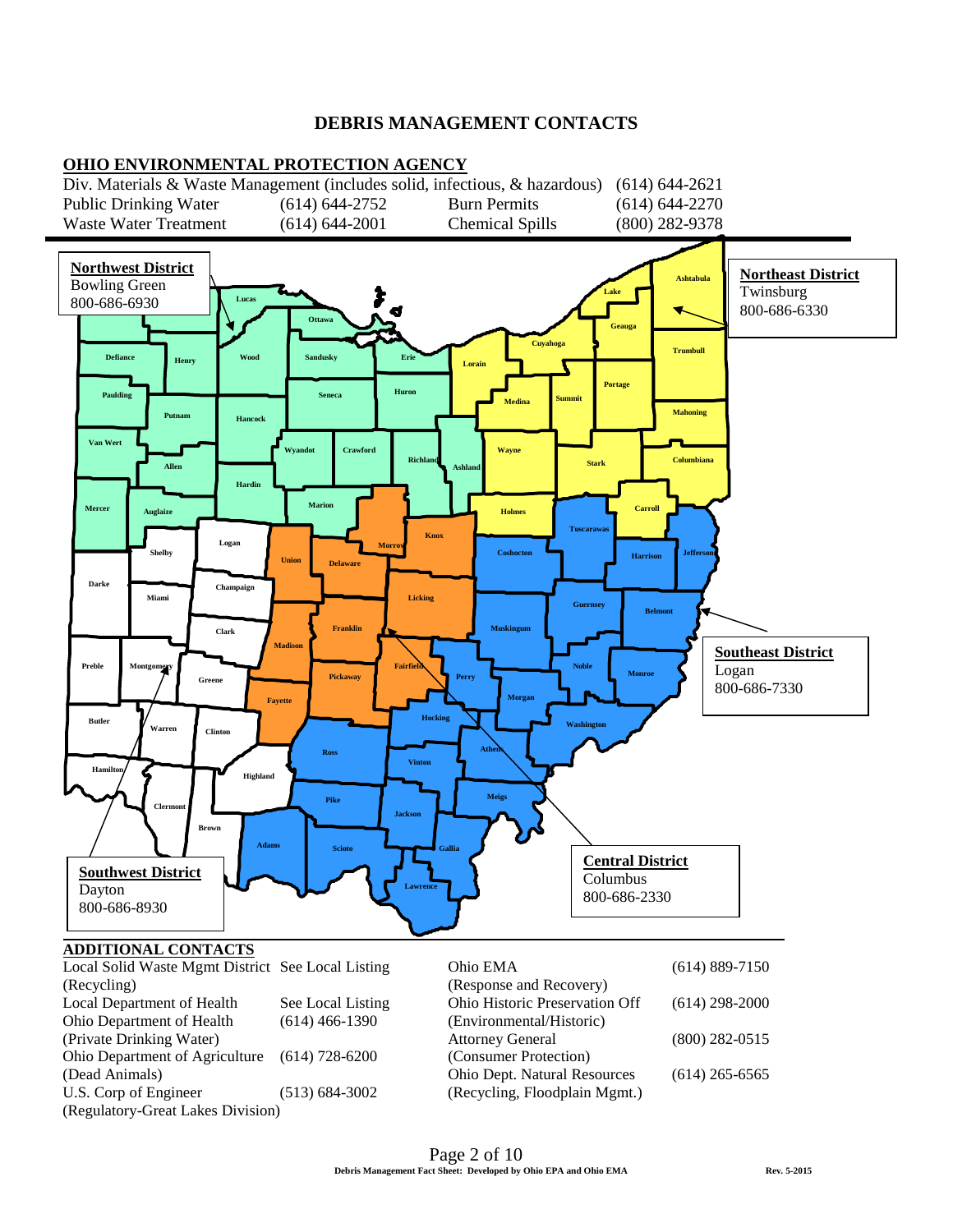# DEBRIS MANAGEMENT CONTACTS

## OHIO ENVIRONMENTAL PROTECTION AGENCY

| | | | |
|---|---|---|---|
| Div. Materials & Waste Management (includes solid, infectious, & hazardous) | | | (614) 644-2621 |
| Public Drinking Water | (614) 644-2752 | Burn Permits | (614) 644-2270 |
| Waste Water Treatment | (614) 644-2001 | Chemical Spills | (800) 282-9378 |

**Northwest District**
Bowling Green
800-686-6930

**Northeast District**
Twinsburg
800-686-6330

**Southeast District**
Logan
800-686-7330

**Central District**
Columbus
800-686-2330

**Southwest District**
Dayton
800-686-8930

## ADDITIONAL CONTACTS

| | | | |
|---|---|---|---|
| Local Solid Waste Mgmt District (Recycling) | See Local Listing | Ohio EMA (Response and Recovery) | (614) 889-7150 |
| Local Department of Health | See Local Listing | Ohio Historic Preservation Off (Environmental/Historic) | (614) 298-2000 |
| Ohio Department of Health (Private Drinking Water) | (614) 466-1390 | Attorney General (Consumer Protection) | (800) 282-0515 |
| Ohio Department of Agriculture (Dead Animals) | (614) 728-6200 | Ohio Dept. Natural Resources (Recycling, Floodplain Mgmt.) | (614) 265-6565 |
| U.S. Corp of Engineer (Regulatory-Great Lakes Division) | (513) 684-3002 | | |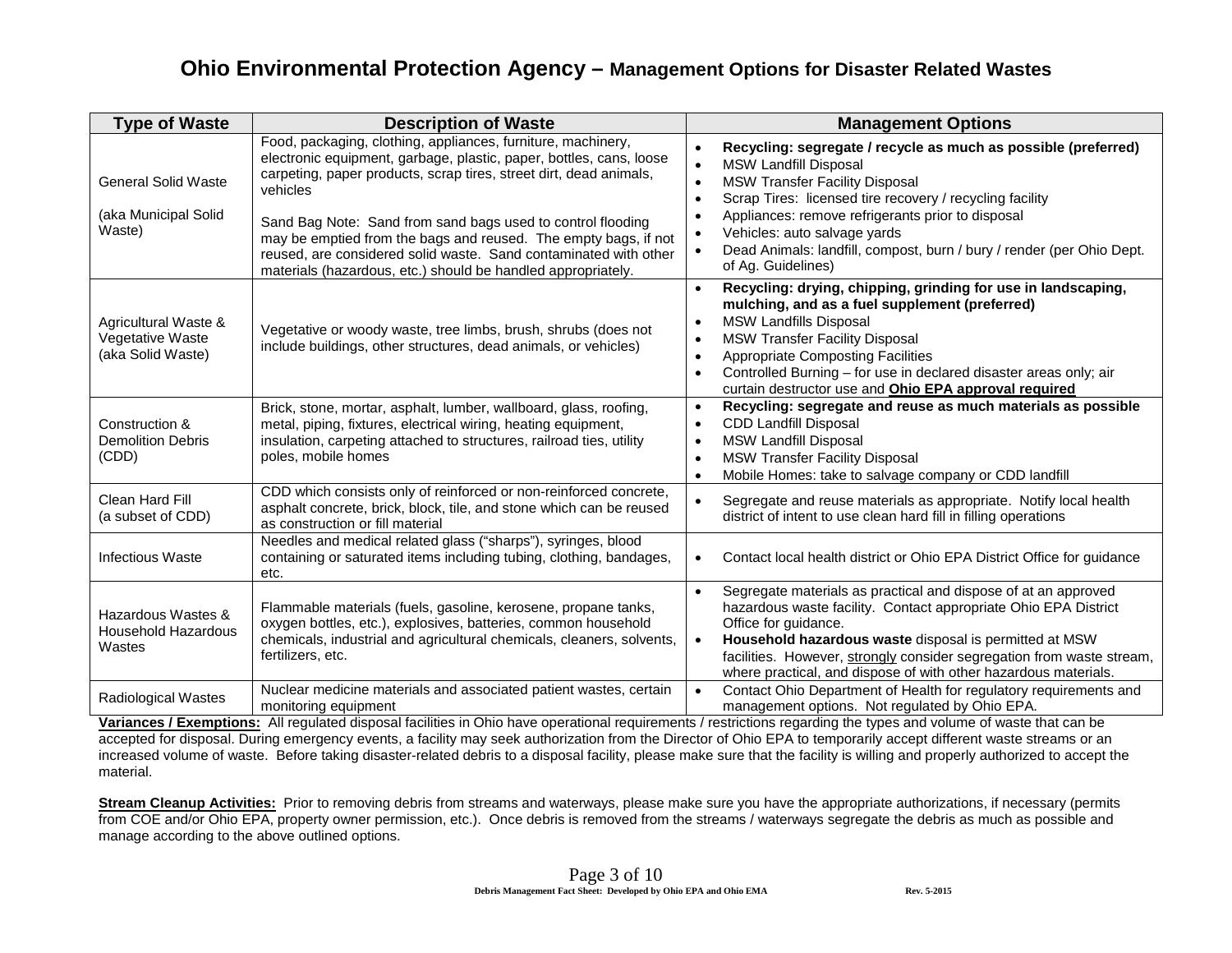# Ohio Environmental Protection Agency – Management Options for Disaster Related Wastes

| Type of Waste | Description of Waste | Management Options |
|---|---|---|
| General Solid Waste<br><br>(aka Municipal Solid Waste) | Food, packaging, clothing, appliances, furniture, machinery, electronic equipment, garbage, plastic, paper, bottles, cans, loose carpeting, paper products, scrap tires, street dirt, dead animals, vehicles<br><br>Sand Bag Note: Sand from sand bags used to control flooding may be emptied from the bags and reused. The empty bags, if not reused, are considered solid waste. Sand contaminated with other materials (hazardous, etc.) should be handled appropriately. | • **Recycling: segregate / recycle as much as possible (preferred)**<br>• MSW Landfill Disposal<br>• MSW Transfer Facility Disposal<br>• Scrap Tires: licensed tire recovery / recycling facility<br>• Appliances: remove refrigerants prior to disposal<br>• Vehicles: auto salvage yards<br>• Dead Animals: landfill, compost, burn / bury / render (per Ohio Dept. of Ag. Guidelines) |
| Agricultural Waste & Vegetative Waste (aka Solid Waste) | Vegetative or woody waste, tree limbs, brush, shrubs (does not include buildings, other structures, dead animals, or vehicles) | • **Recycling: drying, chipping, grinding for use in landscaping, mulching, and as a fuel supplement (preferred)**<br>• MSW Landfills Disposal<br>• MSW Transfer Facility Disposal<br>• Appropriate Composting Facilities<br>• Controlled Burning – for use in declared disaster areas only; air curtain destructor use and **Ohio EPA approval required** |
| Construction & Demolition Debris (CDD) | Brick, stone, mortar, asphalt, lumber, wallboard, glass, roofing, metal, piping, fixtures, electrical wiring, heating equipment, insulation, carpeting attached to structures, railroad ties, utility poles, mobile homes | • **Recycling: segregate and reuse as much materials as possible**<br>• CDD Landfill Disposal<br>• MSW Landfill Disposal<br>• MSW Transfer Facility Disposal<br>• Mobile Homes: take to salvage company or CDD landfill |
| Clean Hard Fill (a subset of CDD) | CDD which consists only of reinforced or non-reinforced concrete, asphalt concrete, brick, block, tile, and stone which can be reused as construction or fill material | • Segregate and reuse materials as appropriate. Notify local health district of intent to use clean hard fill in filling operations |
| Infectious Waste | Needles and medical related glass ("sharps"), syringes, blood containing or saturated items including tubing, clothing, bandages, etc. | • Contact local health district or Ohio EPA District Office for guidance |
| Hazardous Wastes & Household Hazardous Wastes | Flammable materials (fuels, gasoline, kerosene, propane tanks, oxygen bottles, etc.), explosives, batteries, common household chemicals, industrial and agricultural chemicals, cleaners, solvents, fertilizers, etc. | • Segregate materials as practical and dispose of at an approved hazardous waste facility. Contact appropriate Ohio EPA District Office for guidance.<br>• **Household hazardous waste** disposal is permitted at MSW facilities. However, strongly consider segregation from waste stream, where practical, and dispose of with other hazardous materials. |
| Radiological Wastes | Nuclear medicine materials and associated patient wastes, certain monitoring equipment | • Contact Ohio Department of Health for regulatory requirements and management options. Not regulated by Ohio EPA. |

**Variances / Exemptions:** All regulated disposal facilities in Ohio have operational requirements / restrictions regarding the types and volume of waste that can be accepted for disposal. During emergency events, a facility may seek authorization from the Director of Ohio EPA to temporarily accept different waste streams or an increased volume of waste. Before taking disaster-related debris to a disposal facility, please make sure that the facility is willing and properly authorized to accept the material.

**Stream Cleanup Activities:** Prior to removing debris from streams and waterways, please make sure you have the appropriate authorizations, if necessary (permits from COE and/or Ohio EPA, property owner permission, etc.). Once debris is removed from the streams / waterways segregate the debris as much as possible and manage according to the above outlined options.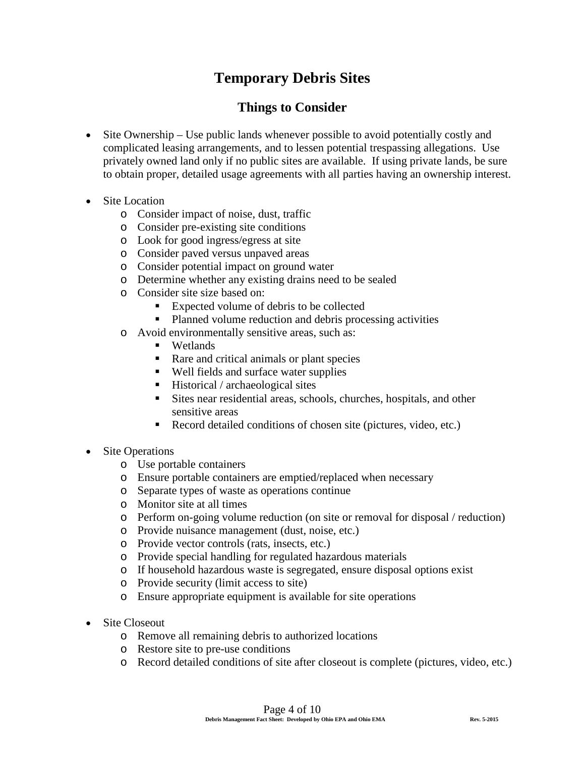# Temporary Debris Sites

## Things to Consider

- Site Ownership – Use public lands whenever possible to avoid potentially costly and complicated leasing arrangements, and to lessen potential trespassing allegations. Use privately owned land only if no public sites are available. If using private lands, be sure to obtain proper, detailed usage agreements with all parties having an ownership interest.

- Site Location
  - Consider impact of noise, dust, traffic
  - Consider pre-existing site conditions
  - Look for good ingress/egress at site
  - Consider paved versus unpaved areas
  - Consider potential impact on ground water
  - Determine whether any existing drains need to be sealed
  - Consider site size based on:
    - Expected volume of debris to be collected
    - Planned volume reduction and debris processing activities
  - Avoid environmentally sensitive areas, such as:
    - Wetlands
    - Rare and critical animals or plant species
    - Well fields and surface water supplies
    - Historical / archaeological sites
    - Sites near residential areas, schools, churches, hospitals, and other sensitive areas
    - Record detailed conditions of chosen site (pictures, video, etc.)

- Site Operations
  - Use portable containers
  - Ensure portable containers are emptied/replaced when necessary
  - Separate types of waste as operations continue
  - Monitor site at all times
  - Perform on-going volume reduction (on site or removal for disposal / reduction)
  - Provide nuisance management (dust, noise, etc.)
  - Provide vector controls (rats, insects, etc.)
  - Provide special handling for regulated hazardous materials
  - If household hazardous waste is segregated, ensure disposal options exist
  - Provide security (limit access to site)
  - Ensure appropriate equipment is available for site operations

- Site Closeout
  - Remove all remaining debris to authorized locations
  - Restore site to pre-use conditions
  - Record detailed conditions of site after closeout is complete (pictures, video, etc.)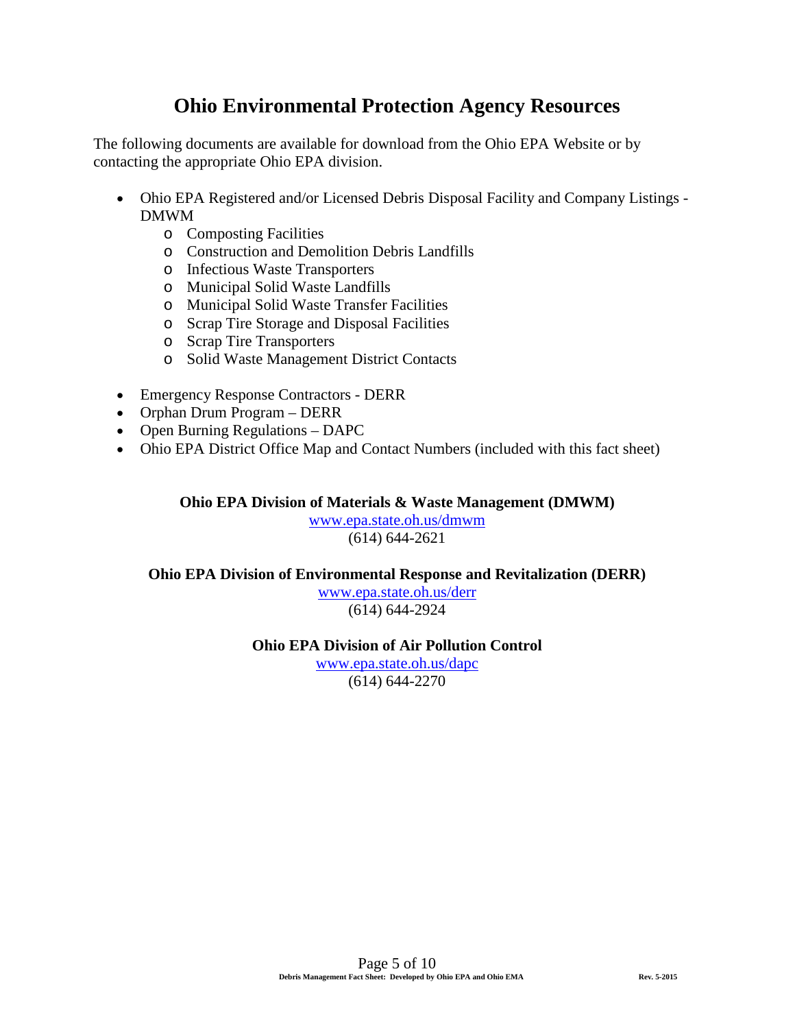# Ohio Environmental Protection Agency Resources

The following documents are available for download from the Ohio EPA Website or by contacting the appropriate Ohio EPA division.

- Ohio EPA Registered and/or Licensed Debris Disposal Facility and Company Listings - DMWM
  - Composting Facilities
  - Construction and Demolition Debris Landfills
  - Infectious Waste Transporters
  - Municipal Solid Waste Landfills
  - Municipal Solid Waste Transfer Facilities
  - Scrap Tire Storage and Disposal Facilities
  - Scrap Tire Transporters
  - Solid Waste Management District Contacts

- Emergency Response Contractors - DERR
- Orphan Drum Program – DERR
- Open Burning Regulations – DAPC
- Ohio EPA District Office Map and Contact Numbers (included with this fact sheet)

**Ohio EPA Division of Materials & Waste Management (DMWM)**
www.epa.state.oh.us/dmwm
(614) 644-2621

**Ohio EPA Division of Environmental Response and Revitalization (DERR)**
www.epa.state.oh.us/derr
(614) 644-2924

**Ohio EPA Division of Air Pollution Control**
www.epa.state.oh.us/dapc
(614) 644-2270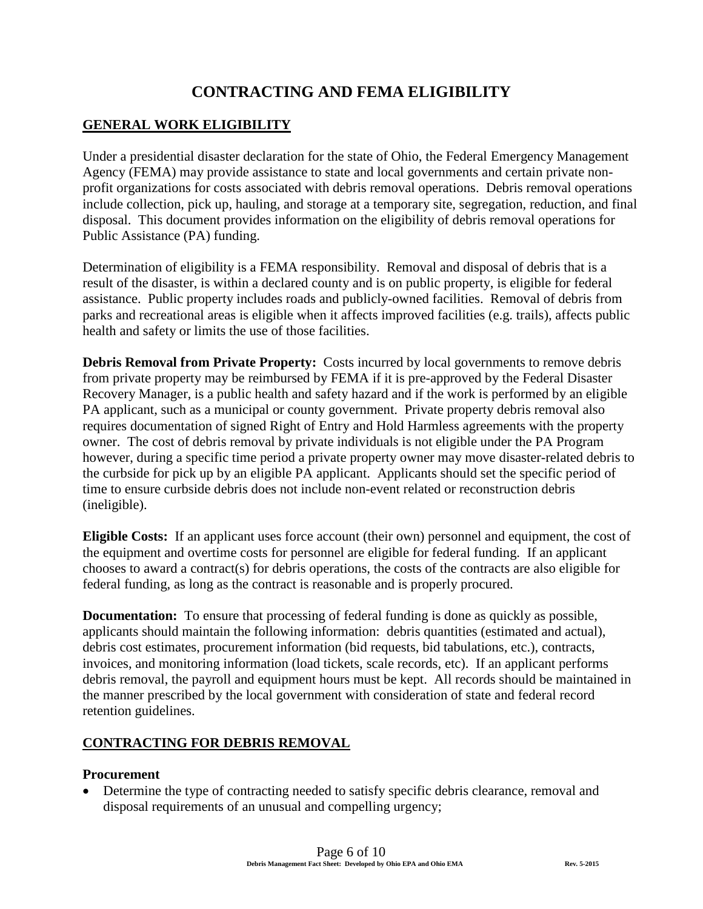# CONTRACTING AND FEMA ELIGIBILITY

## GENERAL WORK ELIGIBILITY

Under a presidential disaster declaration for the state of Ohio, the Federal Emergency Management Agency (FEMA) may provide assistance to state and local governments and certain private non-profit organizations for costs associated with debris removal operations. Debris removal operations include collection, pick up, hauling, and storage at a temporary site, segregation, reduction, and final disposal. This document provides information on the eligibility of debris removal operations for Public Assistance (PA) funding.

Determination of eligibility is a FEMA responsibility. Removal and disposal of debris that is a result of the disaster, is within a declared county and is on public property, is eligible for federal assistance. Public property includes roads and publicly-owned facilities. Removal of debris from parks and recreational areas is eligible when it affects improved facilities (e.g. trails), affects public health and safety or limits the use of those facilities.

**Debris Removal from Private Property:** Costs incurred by local governments to remove debris from private property may be reimbursed by FEMA if it is pre-approved by the Federal Disaster Recovery Manager, is a public health and safety hazard and if the work is performed by an eligible PA applicant, such as a municipal or county government. Private property debris removal also requires documentation of signed Right of Entry and Hold Harmless agreements with the property owner. The cost of debris removal by private individuals is not eligible under the PA Program however, during a specific time period a private property owner may move disaster-related debris to the curbside for pick up by an eligible PA applicant. Applicants should set the specific period of time to ensure curbside debris does not include non-event related or reconstruction debris (ineligible).

**Eligible Costs:** If an applicant uses force account (their own) personnel and equipment, the cost of the equipment and overtime costs for personnel are eligible for federal funding. If an applicant chooses to award a contract(s) for debris operations, the costs of the contracts are also eligible for federal funding, as long as the contract is reasonable and is properly procured.

**Documentation:** To ensure that processing of federal funding is done as quickly as possible, applicants should maintain the following information: debris quantities (estimated and actual), debris cost estimates, procurement information (bid requests, bid tabulations, etc.), contracts, invoices, and monitoring information (load tickets, scale records, etc). If an applicant performs debris removal, the payroll and equipment hours must be kept. All records should be maintained in the manner prescribed by the local government with consideration of state and federal record retention guidelines.

## CONTRACTING FOR DEBRIS REMOVAL

### Procurement

- Determine the type of contracting needed to satisfy specific debris clearance, removal and disposal requirements of an unusual and compelling urgency;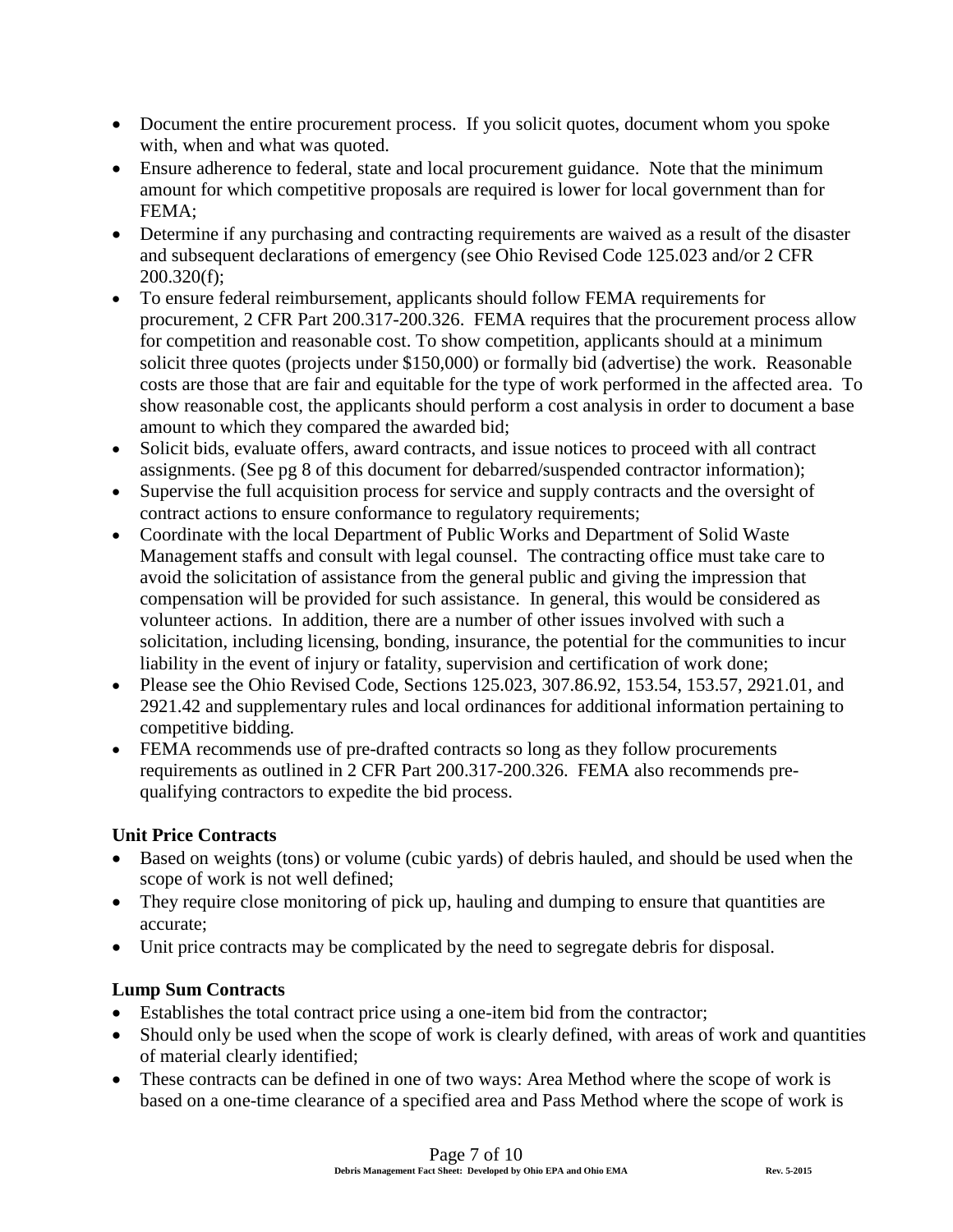- Document the entire procurement process. If you solicit quotes, document whom you spoke with, when and what was quoted.
- Ensure adherence to federal, state and local procurement guidance. Note that the minimum amount for which competitive proposals are required is lower for local government than for FEMA;
- Determine if any purchasing and contracting requirements are waived as a result of the disaster and subsequent declarations of emergency (see Ohio Revised Code 125.023 and/or 2 CFR 200.320(f);
- To ensure federal reimbursement, applicants should follow FEMA requirements for procurement, 2 CFR Part 200.317-200.326. FEMA requires that the procurement process allow for competition and reasonable cost. To show competition, applicants should at a minimum solicit three quotes (projects under $150,000) or formally bid (advertise) the work. Reasonable costs are those that are fair and equitable for the type of work performed in the affected area. To show reasonable cost, the applicants should perform a cost analysis in order to document a base amount to which they compared the awarded bid;
- Solicit bids, evaluate offers, award contracts, and issue notices to proceed with all contract assignments. (See pg 8 of this document for debarred/suspended contractor information);
- Supervise the full acquisition process for service and supply contracts and the oversight of contract actions to ensure conformance to regulatory requirements;
- Coordinate with the local Department of Public Works and Department of Solid Waste Management staffs and consult with legal counsel. The contracting office must take care to avoid the solicitation of assistance from the general public and giving the impression that compensation will be provided for such assistance. In general, this would be considered as volunteer actions. In addition, there are a number of other issues involved with such a solicitation, including licensing, bonding, insurance, the potential for the communities to incur liability in the event of injury or fatality, supervision and certification of work done;
- Please see the Ohio Revised Code, Sections 125.023, 307.86.92, 153.54, 153.57, 2921.01, and 2921.42 and supplementary rules and local ordinances for additional information pertaining to competitive bidding.
- FEMA recommends use of pre-drafted contracts so long as they follow procurements requirements as outlined in 2 CFR Part 200.317-200.326. FEMA also recommends pre-qualifying contractors to expedite the bid process.

**Unit Price Contracts**

- Based on weights (tons) or volume (cubic yards) of debris hauled, and should be used when the scope of work is not well defined;
- They require close monitoring of pick up, hauling and dumping to ensure that quantities are accurate;
- Unit price contracts may be complicated by the need to segregate debris for disposal.

**Lump Sum Contracts**

- Establishes the total contract price using a one-item bid from the contractor;
- Should only be used when the scope of work is clearly defined, with areas of work and quantities of material clearly identified;
- These contracts can be defined in one of two ways: Area Method where the scope of work is based on a one-time clearance of a specified area and Pass Method where the scope of work is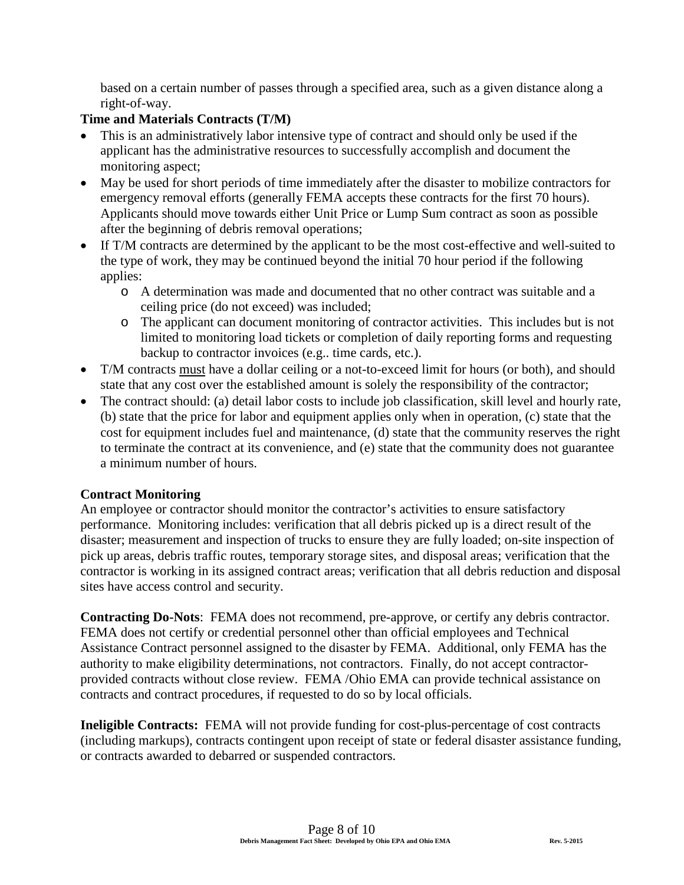based on a certain number of passes through a specified area, such as a given distance along a right-of-way.

**Time and Materials Contracts (T/M)**

- This is an administratively labor intensive type of contract and should only be used if the applicant has the administrative resources to successfully accomplish and document the monitoring aspect;
- May be used for short periods of time immediately after the disaster to mobilize contractors for emergency removal efforts (generally FEMA accepts these contracts for the first 70 hours). Applicants should move towards either Unit Price or Lump Sum contract as soon as possible after the beginning of debris removal operations;
- If T/M contracts are determined by the applicant to be the most cost-effective and well-suited to the type of work, they may be continued beyond the initial 70 hour period if the following applies:
    - A determination was made and documented that no other contract was suitable and a ceiling price (do not exceed) was included;
    - The applicant can document monitoring of contractor activities. This includes but is not limited to monitoring load tickets or completion of daily reporting forms and requesting backup to contractor invoices (e.g.. time cards, etc.).
- T/M contracts <u>must</u> have a dollar ceiling or a not-to-exceed limit for hours (or both), and should state that any cost over the established amount is solely the responsibility of the contractor;
- The contract should: (a) detail labor costs to include job classification, skill level and hourly rate, (b) state that the price for labor and equipment applies only when in operation, (c) state that the cost for equipment includes fuel and maintenance, (d) state that the community reserves the right to terminate the contract at its convenience, and (e) state that the community does not guarantee a minimum number of hours.

**Contract Monitoring**

An employee or contractor should monitor the contractor's activities to ensure satisfactory performance. Monitoring includes: verification that all debris picked up is a direct result of the disaster; measurement and inspection of trucks to ensure they are fully loaded; on-site inspection of pick up areas, debris traffic routes, temporary storage sites, and disposal areas; verification that the contractor is working in its assigned contract areas; verification that all debris reduction and disposal sites have access control and security.

**Contracting Do-Nots**: FEMA does not recommend, pre-approve, or certify any debris contractor. FEMA does not certify or credential personnel other than official employees and Technical Assistance Contract personnel assigned to the disaster by FEMA. Additional, only FEMA has the authority to make eligibility determinations, not contractors. Finally, do not accept contractor-provided contracts without close review. FEMA /Ohio EMA can provide technical assistance on contracts and contract procedures, if requested to do so by local officials.

**Ineligible Contracts:** FEMA will not provide funding for cost-plus-percentage of cost contracts (including markups), contracts contingent upon receipt of state or federal disaster assistance funding, or contracts awarded to debarred or suspended contractors.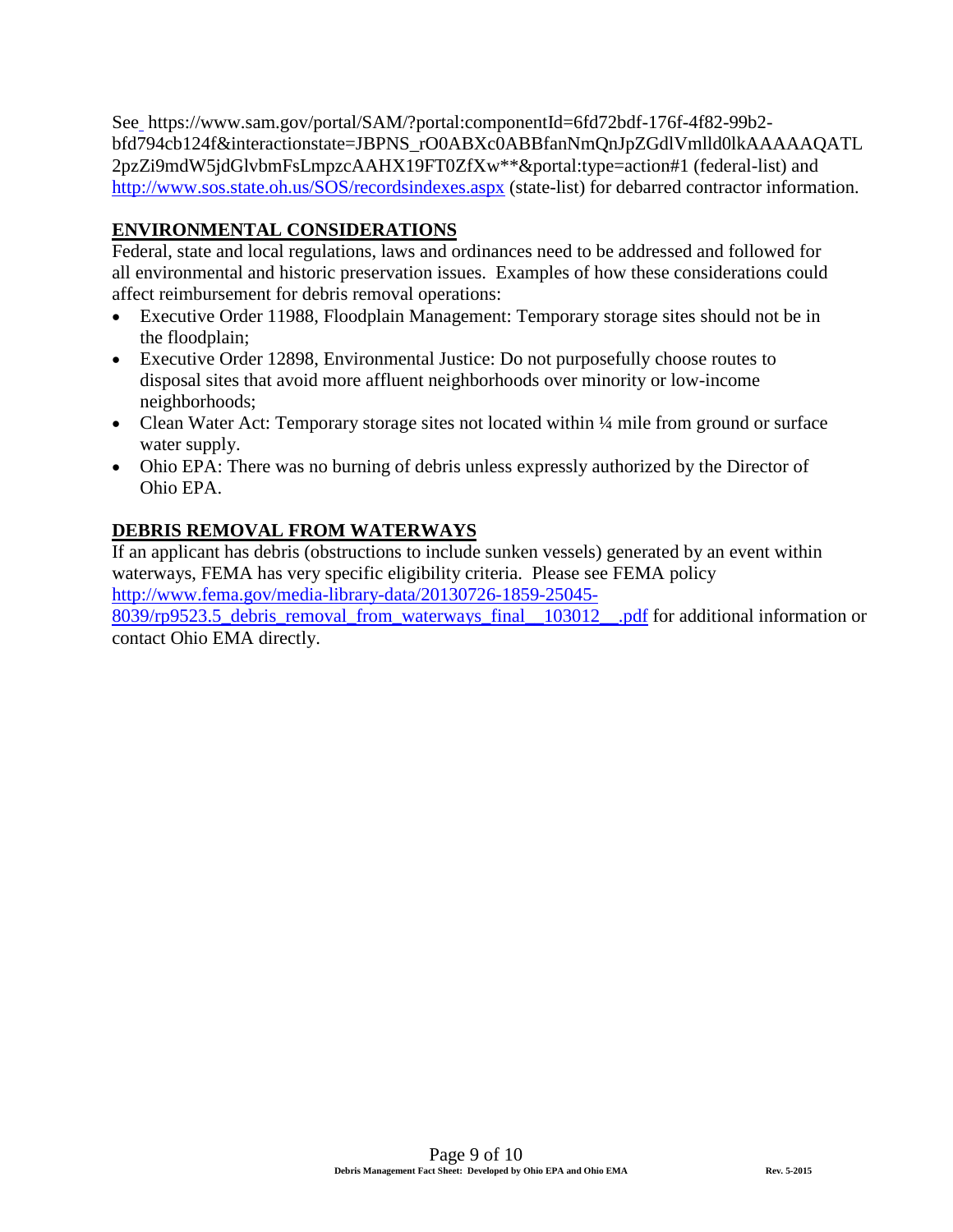See https://www.sam.gov/portal/SAM/?portal:componentId=6fd72bdf-176f-4f82-99b2-bfd794cb124f&interactionstate=JBPNS_rO0ABXc0ABBfanNmQnJpZGdlVmlld0lkAAAAAQATL2pzZi9mdW5jdGlvbmFsLmpzcAAHX19FT0ZfXw**&portal:type=action#1 (federal-list) and http://www.sos.state.oh.us/SOS/recordsindexes.aspx (state-list) for debarred contractor information.

## ENVIRONMENTAL CONSIDERATIONS

Federal, state and local regulations, laws and ordinances need to be addressed and followed for all environmental and historic preservation issues. Examples of how these considerations could affect reimbursement for debris removal operations:

- Executive Order 11988, Floodplain Management: Temporary storage sites should not be in the floodplain;
- Executive Order 12898, Environmental Justice: Do not purposefully choose routes to disposal sites that avoid more affluent neighborhoods over minority or low-income neighborhoods;
- Clean Water Act: Temporary storage sites not located within ¼ mile from ground or surface water supply.
- Ohio EPA: There was no burning of debris unless expressly authorized by the Director of Ohio EPA.

## DEBRIS REMOVAL FROM WATERWAYS

If an applicant has debris (obstructions to include sunken vessels) generated by an event within waterways, FEMA has very specific eligibility criteria. Please see FEMA policy http://www.fema.gov/media-library-data/20130726-1859-25045-8039/rp9523.5_debris_removal_from_waterways_final__103012__.pdf for additional information or contact Ohio EMA directly.